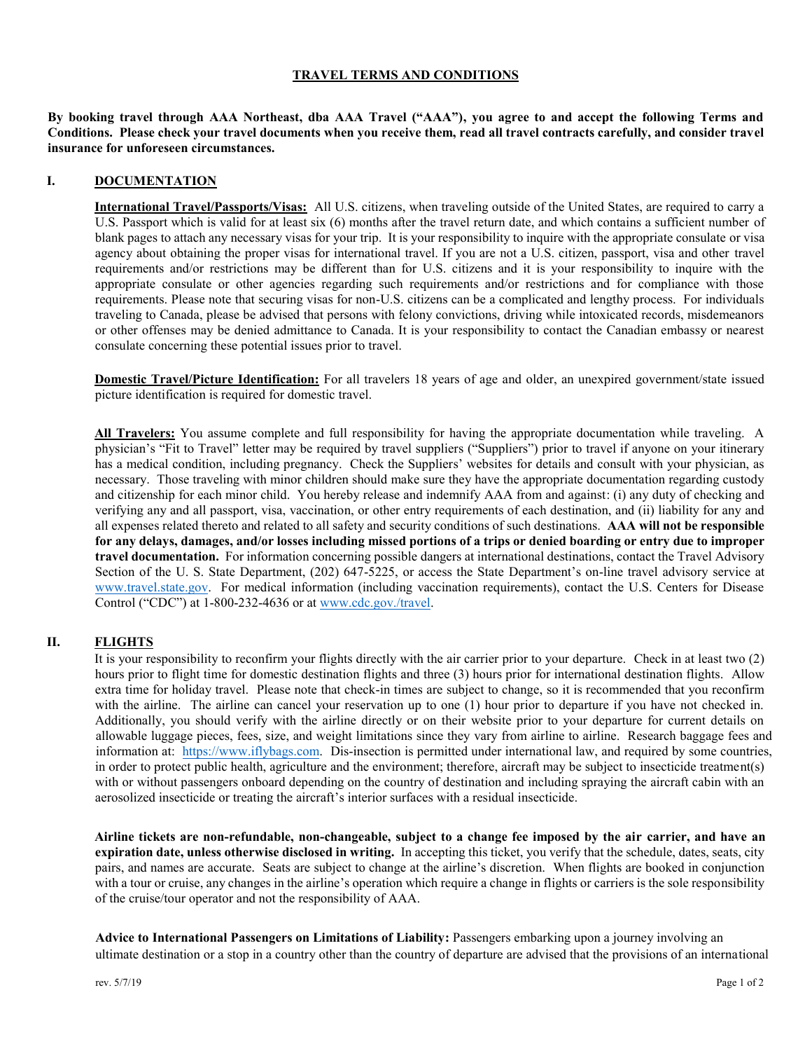# TRAVEL TERMS AND CONDITIONS

**By booking travel through AAA Northeast, dba AAA Travel ("AAA"), you agree to and accept the following Terms and Conditions. Please check your travel documents when you receive them, read all travel contracts carefully, and consider travel insurance for unforeseen circumstances.**

## I. DOCUMENTATION

**International Travel/Passports/Visas:** All U.S. citizens, when traveling outside of the United States, are required to carry a U.S. Passport which is valid for at least six (6) months after the travel return date, and which contains a sufficient number of blank pages to attach any necessary visas for your trip. It is your responsibility to inquire with the appropriate consulate or visa agency about obtaining the proper visas for international travel. If you are not a U.S. citizen, passport, visa and other travel requirements and/or restrictions may be different than for U.S. citizens and it is your responsibility to inquire with the appropriate consulate or other agencies regarding such requirements and/or restrictions and for compliance with those requirements. Please note that securing visas for non-U.S. citizens can be a complicated and lengthy process. For individuals traveling to Canada, please be advised that persons with felony convictions, driving while intoxicated records, misdemeanors or other offenses may be denied admittance to Canada. It is your responsibility to contact the Canadian embassy or nearest consulate concerning these potential issues prior to travel.

**Domestic Travel/Picture Identification:** For all travelers 18 years of age and older, an unexpired government/state issued picture identification is required for domestic travel.

**All Travelers:** You assume complete and full responsibility for having the appropriate documentation while traveling. A physician's "Fit to Travel" letter may be required by travel suppliers ("Suppliers") prior to travel if anyone on your itinerary has a medical condition, including pregnancy. Check the Suppliers' websites for details and consult with your physician, as necessary. Those traveling with minor children should make sure they have the appropriate documentation regarding custody and citizenship for each minor child. You hereby release and indemnify AAA from and against: (i) any duty of checking and verifying any and all passport, visa, vaccination, or other entry requirements of each destination, and (ii) liability for any and all expenses related thereto and related to all safety and security conditions of such destinations. **AAA will not be responsible for any delays, damages, and/or losses including missed portions of a trips or denied boarding or entry due to improper travel documentation.** For information concerning possible dangers at international destinations, contact the Travel Advisory Section of the U. S. State Department, (202) 647-5225, or access the State Department's on-line travel advisory service at www.travel.state.gov. For medical information (including vaccination requirements), contact the U.S. Centers for Disease Control ("CDC") at 1-800-232-4636 or at www.cdc.gov./travel.

## II. FLIGHTS

It is your responsibility to reconfirm your flights directly with the air carrier prior to your departure. Check in at least two (2) hours prior to flight time for domestic destination flights and three (3) hours prior for international destination flights. Allow extra time for holiday travel. Please note that check-in times are subject to change, so it is recommended that you reconfirm with the airline. The airline can cancel your reservation up to one (1) hour prior to departure if you have not checked in. Additionally, you should verify with the airline directly or on their website prior to your departure for current details on allowable luggage pieces, fees, size, and weight limitations since they vary from airline to airline. Research baggage fees and information at: https://www.iflybags.com. Dis-insection is permitted under international law, and required by some countries, in order to protect public health, agriculture and the environment; therefore, aircraft may be subject to insecticide treatment(s) with or without passengers onboard depending on the country of destination and including spraying the aircraft cabin with an aerosolized insecticide or treating the aircraft's interior surfaces with a residual insecticide.

**Airline tickets are non-refundable, non-changeable, subject to a change fee imposed by the air carrier, and have an expiration date, unless otherwise disclosed in writing.** In accepting this ticket, you verify that the schedule, dates, seats, city pairs, and names are accurate. Seats are subject to change at the airline's discretion. When flights are booked in conjunction with a tour or cruise, any changes in the airline's operation which require a change in flights or carriers is the sole responsibility of the cruise/tour operator and not the responsibility of AAA.

**Advice to International Passengers on Limitations of Liability:** Passengers embarking upon a journey involving an ultimate destination or a stop in a country other than the country of departure are advised that the provisions of an international

rev. 5/7/19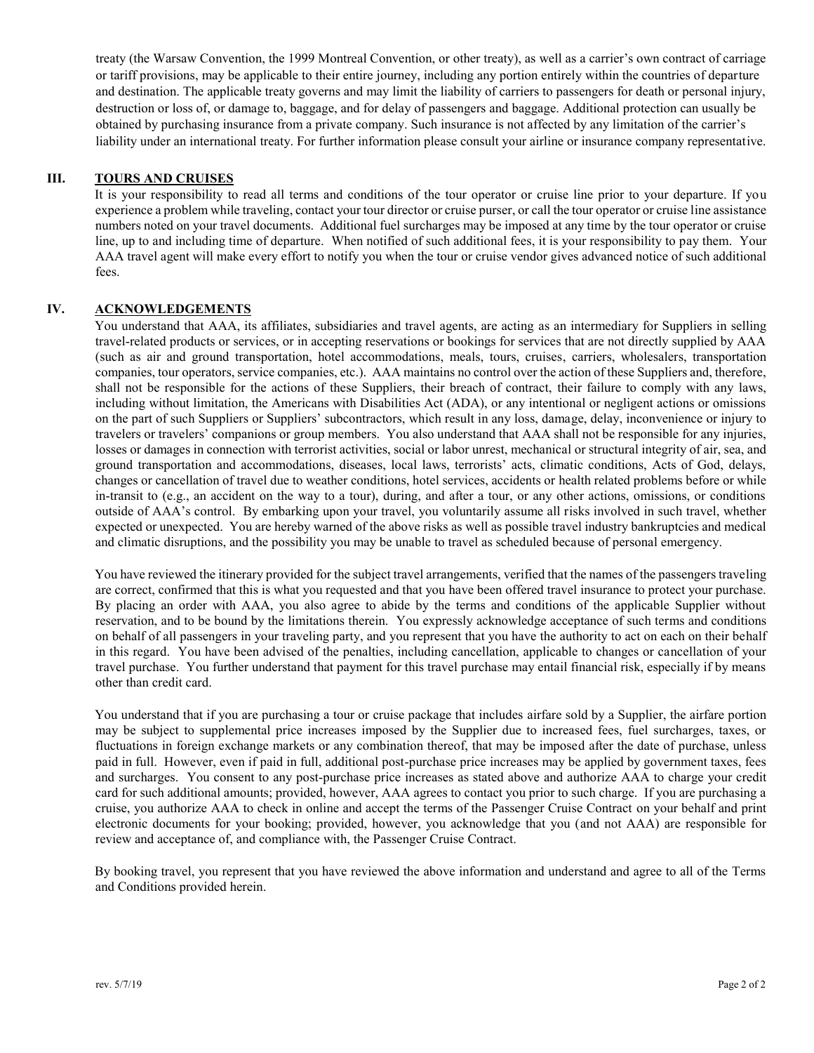treaty (the Warsaw Convention, the 1999 Montreal Convention, or other treaty), as well as a carrier's own contract of carriage or tariff provisions, may be applicable to their entire journey, including any portion entirely within the countries of departure and destination. The applicable treaty governs and may limit the liability of carriers to passengers for death or personal injury, destruction or loss of, or damage to, baggage, and for delay of passengers and baggage. Additional protection can usually be obtained by purchasing insurance from a private company. Such insurance is not affected by any limitation of the carrier's liability under an international treaty. For further information please consult your airline or insurance company representative.

## III. TOURS AND CRUISES

It is your responsibility to read all terms and conditions of the tour operator or cruise line prior to your departure. If you experience a problem while traveling, contact your tour director or cruise purser, or call the tour operator or cruise line assistance numbers noted on your travel documents. Additional fuel surcharges may be imposed at any time by the tour operator or cruise line, up to and including time of departure. When notified of such additional fees, it is your responsibility to pay them. Your AAA travel agent will make every effort to notify you when the tour or cruise vendor gives advanced notice of such additional fees.

## IV. ACKNOWLEDGEMENTS

You understand that AAA, its affiliates, subsidiaries and travel agents, are acting as an intermediary for Suppliers in selling travel-related products or services, or in accepting reservations or bookings for services that are not directly supplied by AAA (such as air and ground transportation, hotel accommodations, meals, tours, cruises, carriers, wholesalers, transportation companies, tour operators, service companies, etc.). AAA maintains no control over the action of these Suppliers and, therefore, shall not be responsible for the actions of these Suppliers, their breach of contract, their failure to comply with any laws, including without limitation, the Americans with Disabilities Act (ADA), or any intentional or negligent actions or omissions on the part of such Suppliers or Suppliers' subcontractors, which result in any loss, damage, delay, inconvenience or injury to travelers or travelers' companions or group members. You also understand that AAA shall not be responsible for any injuries, losses or damages in connection with terrorist activities, social or labor unrest, mechanical or structural integrity of air, sea, and ground transportation and accommodations, diseases, local laws, terrorists' acts, climatic conditions, Acts of God, delays, changes or cancellation of travel due to weather conditions, hotel services, accidents or health related problems before or while in-transit to (e.g., an accident on the way to a tour), during, and after a tour, or any other actions, omissions, or conditions outside of AAA's control. By embarking upon your travel, you voluntarily assume all risks involved in such travel, whether expected or unexpected. You are hereby warned of the above risks as well as possible travel industry bankruptcies and medical and climatic disruptions, and the possibility you may be unable to travel as scheduled because of personal emergency.

You have reviewed the itinerary provided for the subject travel arrangements, verified that the names of the passengers traveling are correct, confirmed that this is what you requested and that you have been offered travel insurance to protect your purchase. By placing an order with AAA, you also agree to abide by the terms and conditions of the applicable Supplier without reservation, and to be bound by the limitations therein. You expressly acknowledge acceptance of such terms and conditions on behalf of all passengers in your traveling party, and you represent that you have the authority to act on each on their behalf in this regard. You have been advised of the penalties, including cancellation, applicable to changes or cancellation of your travel purchase. You further understand that payment for this travel purchase may entail financial risk, especially if by means other than credit card.

You understand that if you are purchasing a tour or cruise package that includes airfare sold by a Supplier, the airfare portion may be subject to supplemental price increases imposed by the Supplier due to increased fees, fuel surcharges, taxes, or fluctuations in foreign exchange markets or any combination thereof, that may be imposed after the date of purchase, unless paid in full. However, even if paid in full, additional post-purchase price increases may be applied by government taxes, fees and surcharges. You consent to any post-purchase price increases as stated above and authorize AAA to charge your credit card for such additional amounts; provided, however, AAA agrees to contact you prior to such charge. If you are purchasing a cruise, you authorize AAA to check in online and accept the terms of the Passenger Cruise Contract on your behalf and print electronic documents for your booking; provided, however, you acknowledge that you (and not AAA) are responsible for review and acceptance of, and compliance with, the Passenger Cruise Contract.

By booking travel, you represent that you have reviewed the above information and understand and agree to all of the Terms and Conditions provided herein.

rev. 5/7/19